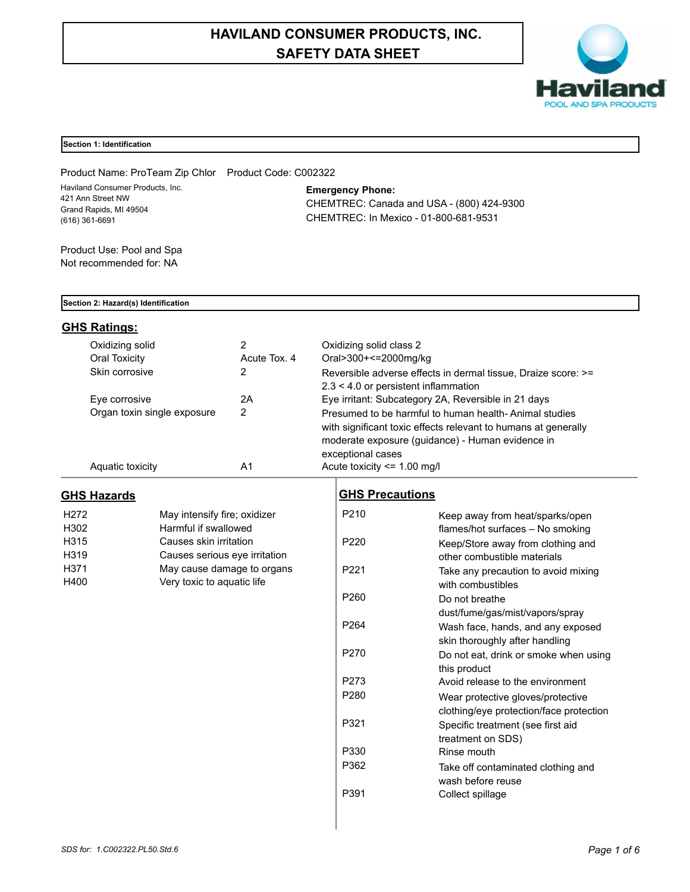# HAVILAND CONSUMER PRODUCTS, INC.
# SAFETY DATA SHEET

Haviland
POOL AND SPA PRODUCTS

## Section 1: Identification

Product Name: ProTeam Zip Chlor    Product Code: C002322

Haviland Consumer Products, Inc.
421 Ann Street NW
Grand Rapids, MI 49504
(616) 361-6691

**Emergency Phone:**
CHEMTREC: Canada and USA - (800) 424-9300
CHEMTREC: In Mexico - 01-800-681-9531

Product Use: Pool and Spa
Not recommended for: NA

## Section 2: Hazard(s) Identification

### GHS Ratings:

| | | |
|---|---|---|
| Oxidizing solid | 2 | Oxidizing solid class 2 |
| Oral Toxicity | Acute Tox. 4 | Oral>300+<=2000mg/kg |
| Skin corrosive | 2 | Reversible adverse effects in dermal tissue, Draize score: >= 2.3 < 4.0 or persistent inflammation |
| Eye corrosive | 2A | Eye irritant: Subcategory 2A, Reversible in 21 days |
| Organ toxin single exposure | 2 | Presumed to be harmful to human health- Animal studies with significant toxic effects relevant to humans at generally moderate exposure (guidance) - Human evidence in exceptional cases |
| Aquatic toxicity | A1 | Acute toxicity <= 1.00 mg/l |

### GHS Hazards

| | |
|---|---|
| H272 | May intensify fire; oxidizer |
| H302 | Harmful if swallowed |
| H315 | Causes skin irritation |
| H319 | Causes serious eye irritation |
| H371 | May cause damage to organs |
| H400 | Very toxic to aquatic life |

### GHS Precautions

| | |
|---|---|
| P210 | Keep away from heat/sparks/open flames/hot surfaces – No smoking |
| P220 | Keep/Store away from clothing and other combustible materials |
| P221 | Take any precaution to avoid mixing with combustibles |
| P260 | Do not breathe dust/fume/gas/mist/vapors/spray |
| P264 | Wash face, hands, and any exposed skin thoroughly after handling |
| P270 | Do not eat, drink or smoke when using this product |
| P273 | Avoid release to the environment |
| P280 | Wear protective gloves/protective clothing/eye protection/face protection |
| P321 | Specific treatment (see first aid treatment on SDS) |
| P330 | Rinse mouth |
| P362 | Take off contaminated clothing and wash before reuse |
| P391 | Collect spillage |

*SDS for: 1.C002322.PL50.Std.6*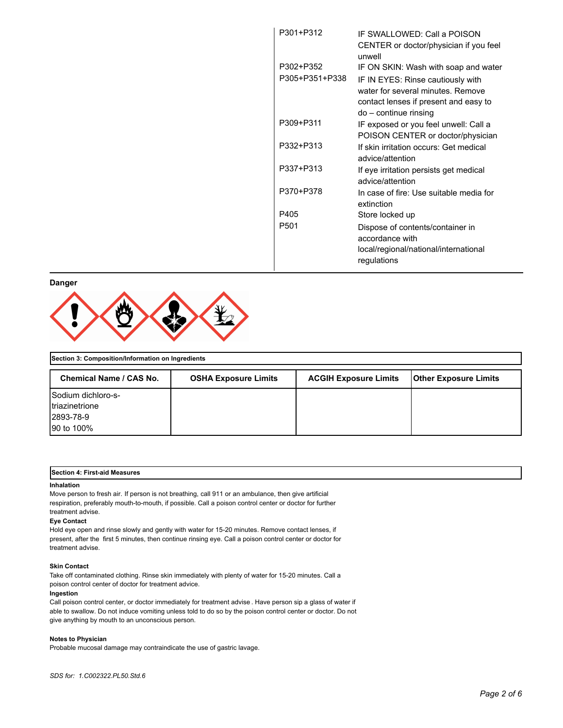| | |
|---|---|
| P301+P312 | IF SWALLOWED: Call a POISON CENTER or doctor/physician if you feel unwell |
| P302+P352 | IF ON SKIN: Wash with soap and water |
| P305+P351+P338 | IF IN EYES: Rinse cautiously with water for several minutes. Remove contact lenses if present and easy to do – continue rinsing |
| P309+P311 | IF exposed or you feel unwell: Call a POISON CENTER or doctor/physician |
| P332+P313 | If skin irritation occurs: Get medical advice/attention |
| P337+P313 | If eye irritation persists get medical advice/attention |
| P370+P378 | In case of fire: Use suitable media for extinction |
| P405 | Store locked up |
| P501 | Dispose of contents/container in accordance with local/regional/national/international regulations |

**Danger**

## Section 3: Composition/Information on Ingredients

| Chemical Name / CAS No. | OSHA Exposure Limits | ACGIH Exposure Limits | Other Exposure Limits |
|---|---|---|---|
| Sodium dichloro-s-triazinetrione<br>2893-78-9<br>90 to 100% | | | |

## Section 4: First-aid Measures

**Inhalation**

Move person to fresh air. If person is not breathing, call 911 or an ambulance, then give artificial respiration, preferably mouth-to-mouth, if possible. Call a poison control center or doctor for further treatment advise.

**Eye Contact**

Hold eye open and rinse slowly and gently with water for 15-20 minutes. Remove contact lenses, if present, after the first 5 minutes, then continue rinsing eye. Call a poison control center or doctor for treatment advise.

**Skin Contact**

Take off contaminated clothing. Rinse skin immediately with plenty of water for 15-20 minutes. Call a poison control center of doctor for treatment advice.

**Ingestion**

Call poison control center, or doctor immediately for treatment advise . Have person sip a glass of water if able to swallow. Do not induce vomiting unless told to do so by the poison control center or doctor. Do not give anything by mouth to an unconscious person.

**Notes to Physician**

Probable mucosal damage may contraindicate the use of gastric lavage.

*SDS for: 1.C002322.PL50.Std.6*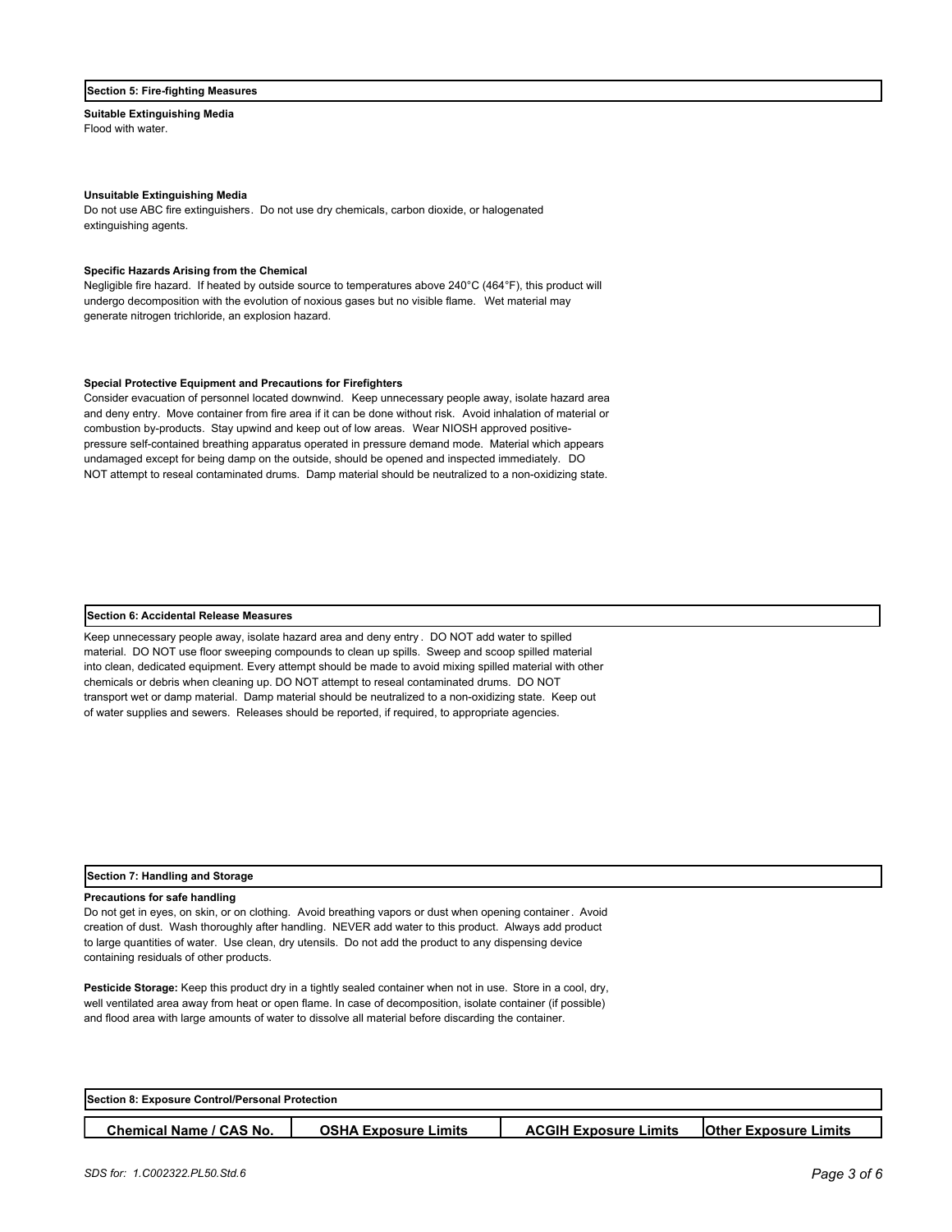## Section 5: Fire-fighting Measures

**Suitable Extinguishing Media**

Flood with water.

**Unsuitable Extinguishing Media**

Do not use ABC fire extinguishers. Do not use dry chemicals, carbon dioxide, or halogenated extinguishing agents.

**Specific Hazards Arising from the Chemical**

Negligible fire hazard. If heated by outside source to temperatures above 240°C (464°F), this product will undergo decomposition with the evolution of noxious gases but no visible flame. Wet material may generate nitrogen trichloride, an explosion hazard.

**Special Protective Equipment and Precautions for Firefighters**

Consider evacuation of personnel located downwind. Keep unnecessary people away, isolate hazard area and deny entry. Move container from fire area if it can be done without risk. Avoid inhalation of material or combustion by-products. Stay upwind and keep out of low areas. Wear NIOSH approved positive-pressure self-contained breathing apparatus operated in pressure demand mode. Material which appears undamaged except for being damp on the outside, should be opened and inspected immediately. DO NOT attempt to reseal contaminated drums. Damp material should be neutralized to a non-oxidizing state.

## Section 6: Accidental Release Measures

Keep unnecessary people away, isolate hazard area and deny entry . DO NOT add water to spilled material. DO NOT use floor sweeping compounds to clean up spills. Sweep and scoop spilled material into clean, dedicated equipment. Every attempt should be made to avoid mixing spilled material with other chemicals or debris when cleaning up. DO NOT attempt to reseal contaminated drums. DO NOT transport wet or damp material. Damp material should be neutralized to a non-oxidizing state. Keep out of water supplies and sewers. Releases should be reported, if required, to appropriate agencies.

## Section 7: Handling and Storage

**Precautions for safe handling**

Do not get in eyes, on skin, or on clothing. Avoid breathing vapors or dust when opening container. Avoid creation of dust. Wash thoroughly after handling. NEVER add water to this product. Always add product to large quantities of water. Use clean, dry utensils. Do not add the product to any dispensing device containing residuals of other products.

**Pesticide Storage:** Keep this product dry in a tightly sealed container when not in use. Store in a cool, dry, well ventilated area away from heat or open flame. In case of decomposition, isolate container (if possible) and flood area with large amounts of water to dissolve all material before discarding the container.

## Section 8: Exposure Control/Personal Protection

| Chemical Name / CAS No. | OSHA Exposure Limits | ACGIH Exposure Limits | Other Exposure Limits |
| --- | --- | --- | --- |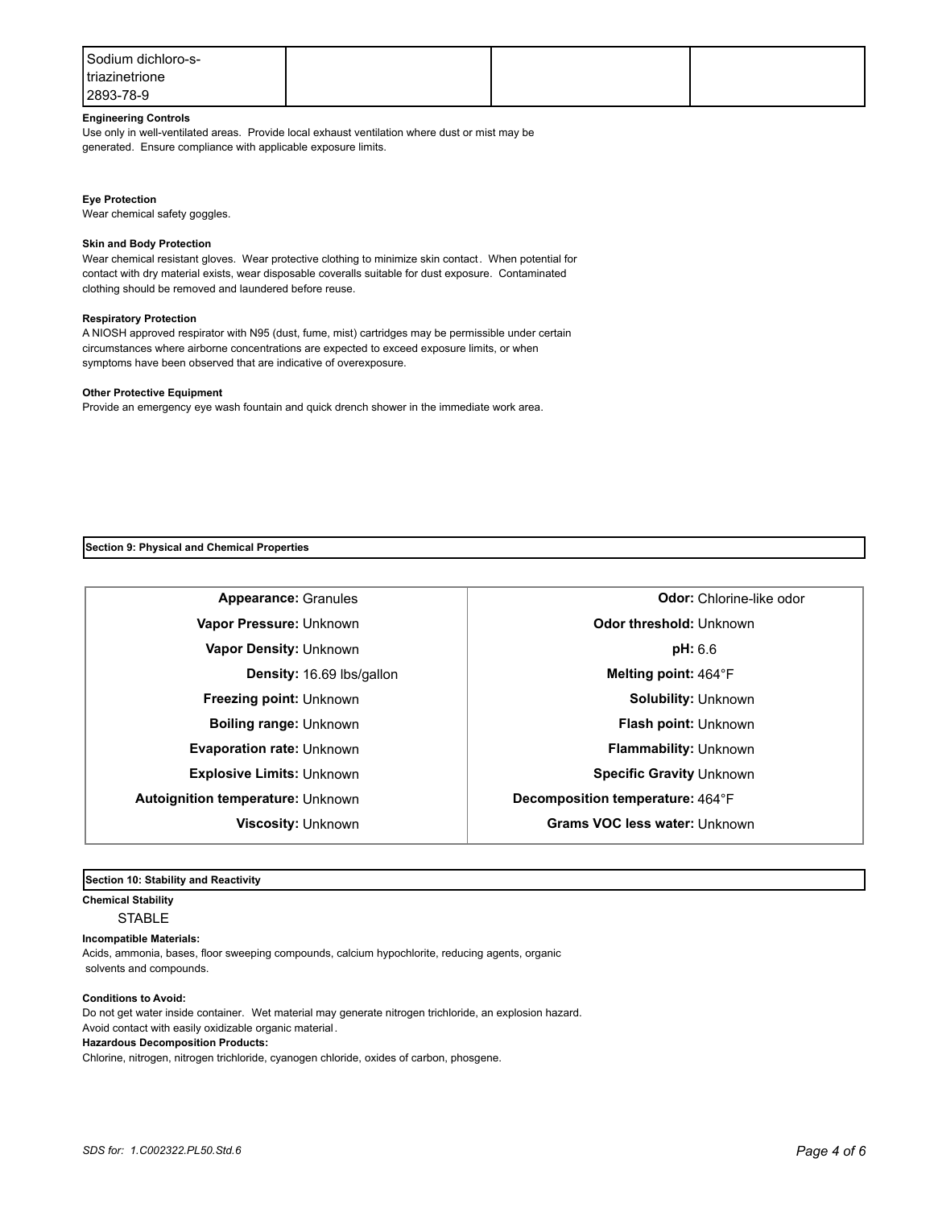| Sodium dichloro-s-triazinetrione 2893-78-9 | | | |
|---|---|---|---|

**Engineering Controls**

Use only in well-ventilated areas. Provide local exhaust ventilation where dust or mist may be generated. Ensure compliance with applicable exposure limits.

**Eye Protection**

Wear chemical safety goggles.

**Skin and Body Protection**

Wear chemical resistant gloves. Wear protective clothing to minimize skin contact. When potential for contact with dry material exists, wear disposable coveralls suitable for dust exposure. Contaminated clothing should be removed and laundered before reuse.

**Respiratory Protection**

A NIOSH approved respirator with N95 (dust, fume, mist) cartridges may be permissible under certain circumstances where airborne concentrations are expected to exceed exposure limits, or when symptoms have been observed that are indicative of overexposure.

**Other Protective Equipment**

Provide an emergency eye wash fountain and quick drench shower in the immediate work area.

## Section 9: Physical and Chemical Properties

| | |
|---|---|
| **Appearance:** Granules | **Odor:** Chlorine-like odor |
| **Vapor Pressure:** Unknown | **Odor threshold:** Unknown |
| **Vapor Density:** Unknown | **pH:** 6.6 |
| **Density:** 16.69 lbs/gallon | **Melting point:** 464°F |
| **Freezing point:** Unknown | **Solubility:** Unknown |
| **Boiling range:** Unknown | **Flash point:** Unknown |
| **Evaporation rate:** Unknown | **Flammability:** Unknown |
| **Explosive Limits:** Unknown | **Specific Gravity** Unknown |
| **Autoignition temperature:** Unknown | **Decomposition temperature:** 464°F |
| **Viscosity:** Unknown | **Grams VOC less water:** Unknown |

## Section 10: Stability and Reactivity

**Chemical Stability**

STABLE

**Incompatible Materials:**

Acids, ammonia, bases, floor sweeping compounds, calcium hypochlorite, reducing agents, organic solvents and compounds.

**Conditions to Avoid:**

Do not get water inside container. Wet material may generate nitrogen trichloride, an explosion hazard. Avoid contact with easily oxidizable organic material.

**Hazardous Decomposition Products:**

Chlorine, nitrogen, nitrogen trichloride, cyanogen chloride, oxides of carbon, phosgene.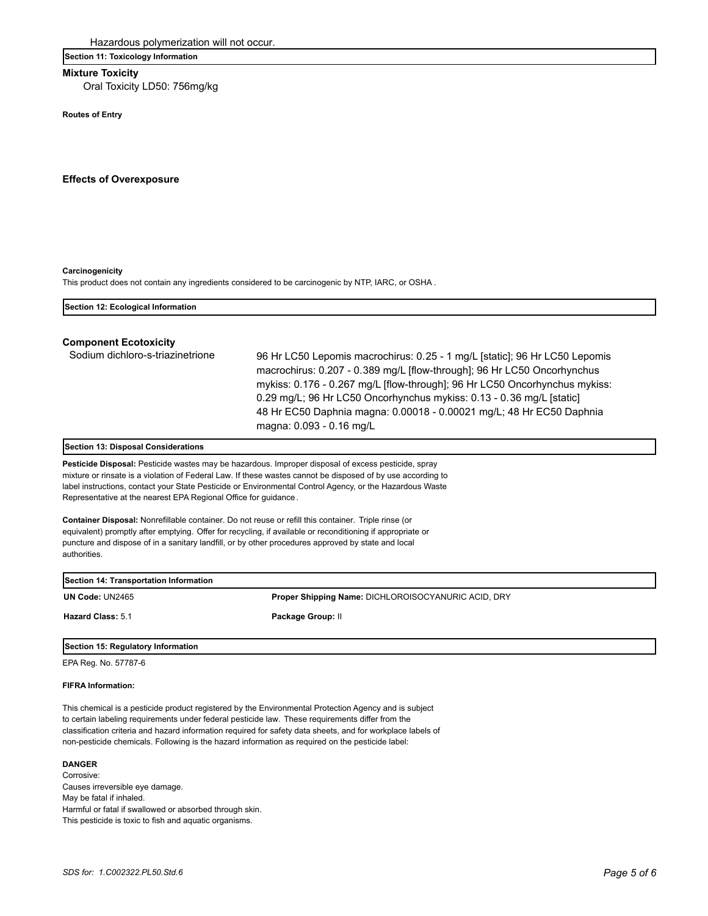Hazardous polymerization will not occur.

## Section 11: Toxicology Information

### Mixture Toxicity

Oral Toxicity LD50: 756mg/kg

**Routes of Entry**

### Effects of Overexposure

**Carcinogenicity**

This product does not contain any ingredients considered to be carcinogenic by NTP, IARC, or OSHA .

## Section 12: Ecological Information

### Component Ecotoxicity

| | |
|---|---|
| Sodium dichloro-s-triazinetrione | 96 Hr LC50 Lepomis macrochirus: 0.25 - 1 mg/L [static]; 96 Hr LC50 Lepomis macrochirus: 0.207 - 0.389 mg/L [flow-through]; 96 Hr LC50 Oncorhynchus mykiss: 0.176 - 0.267 mg/L [flow-through]; 96 Hr LC50 Oncorhynchus mykiss: 0.29 mg/L; 96 Hr LC50 Oncorhynchus mykiss: 0.13 - 0.36 mg/L [static] 48 Hr EC50 Daphnia magna: 0.00018 - 0.00021 mg/L; 48 Hr EC50 Daphnia magna: 0.093 - 0.16 mg/L |

## Section 13: Disposal Considerations

**Pesticide Disposal:** Pesticide wastes may be hazardous. Improper disposal of excess pesticide, spray mixture or rinsate is a violation of Federal Law. If these wastes cannot be disposed of by use according to label instructions, contact your State Pesticide or Environmental Control Agency, or the Hazardous Waste Representative at the nearest EPA Regional Office for guidance.

**Container Disposal:** Nonrefillable container. Do not reuse or refill this container. Triple rinse (or equivalent) promptly after emptying. Offer for recycling, if available or reconditioning if appropriate or puncture and dispose of in a sanitary landfill, or by other procedures approved by state and local authorities.

## Section 14: Transportation Information

**UN Code:** UN2465

**Proper Shipping Name:** DICHLOROISOCYANURIC ACID, DRY

**Hazard Class:** 5.1

**Package Group:** II

## Section 15: Regulatory Information

EPA Reg. No. 57787-6

**FIFRA Information:**

This chemical is a pesticide product registered by the Environmental Protection Agency and is subject to certain labeling requirements under federal pesticide law. These requirements differ from the classification criteria and hazard information required for safety data sheets, and for workplace labels of non-pesticide chemicals. Following is the hazard information as required on the pesticide label:

**DANGER**

Corrosive:
Causes irreversible eye damage.
May be fatal if inhaled.
Harmful or fatal if swallowed or absorbed through skin.
This pesticide is toxic to fish and aquatic organisms.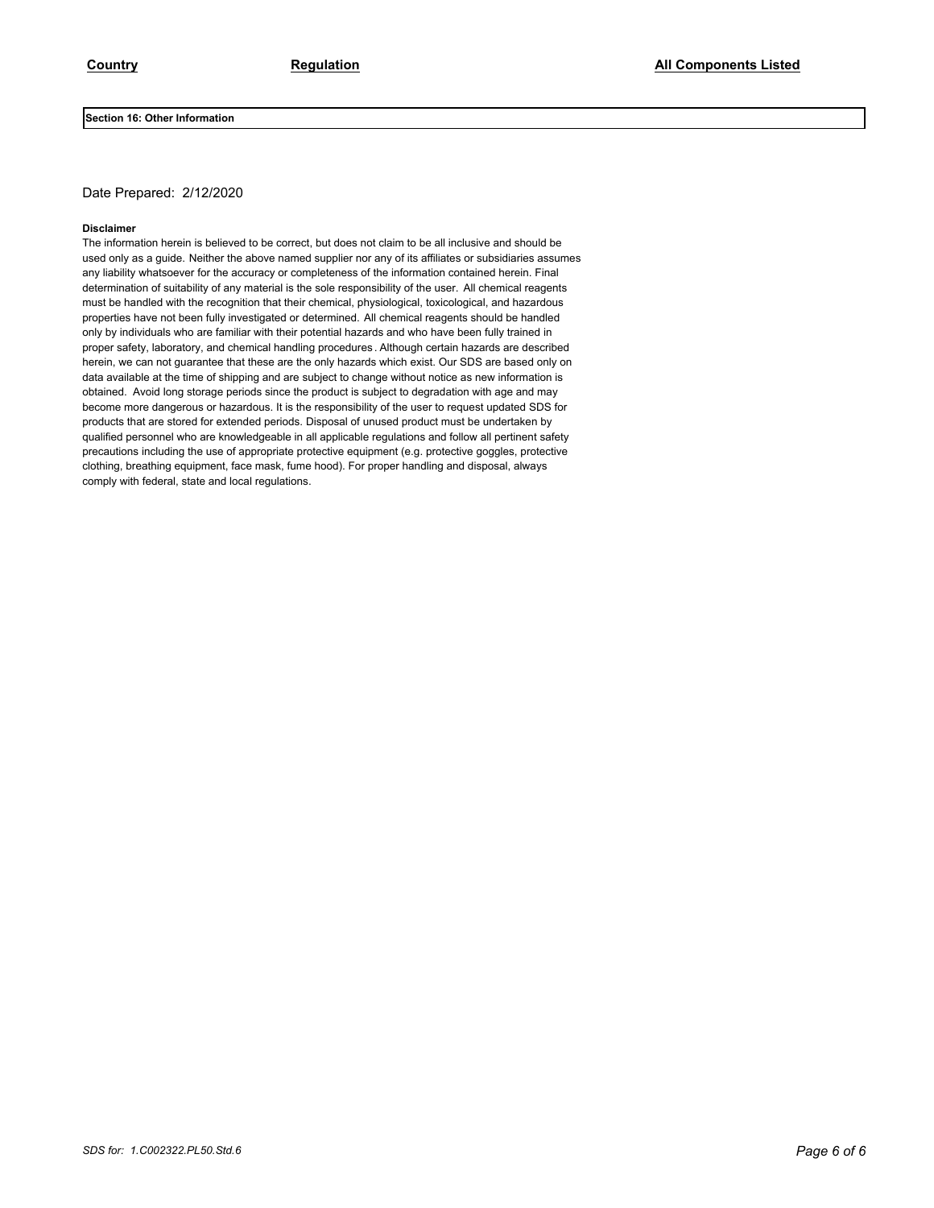| Country | Regulation | All Components Listed |
| --- | --- | --- |

**Section 16: Other Information**

Date Prepared: 2/12/2020

**Disclaimer**

The information herein is believed to be correct, but does not claim to be all inclusive and should be used only as a guide. Neither the above named supplier nor any of its affiliates or subsidiaries assumes any liability whatsoever for the accuracy or completeness of the information contained herein. Final determination of suitability of any material is the sole responsibility of the user. All chemical reagents must be handled with the recognition that their chemical, physiological, toxicological, and hazardous properties have not been fully investigated or determined. All chemical reagents should be handled only by individuals who are familiar with their potential hazards and who have been fully trained in proper safety, laboratory, and chemical handling procedures. Although certain hazards are described herein, we can not guarantee that these are the only hazards which exist. Our SDS are based only on data available at the time of shipping and are subject to change without notice as new information is obtained. Avoid long storage periods since the product is subject to degradation with age and may become more dangerous or hazardous. It is the responsibility of the user to request updated SDS for products that are stored for extended periods. Disposal of unused product must be undertaken by qualified personnel who are knowledgeable in all applicable regulations and follow all pertinent safety precautions including the use of appropriate protective equipment (e.g. protective goggles, protective clothing, breathing equipment, face mask, fume hood). For proper handling and disposal, always comply with federal, state and local regulations.